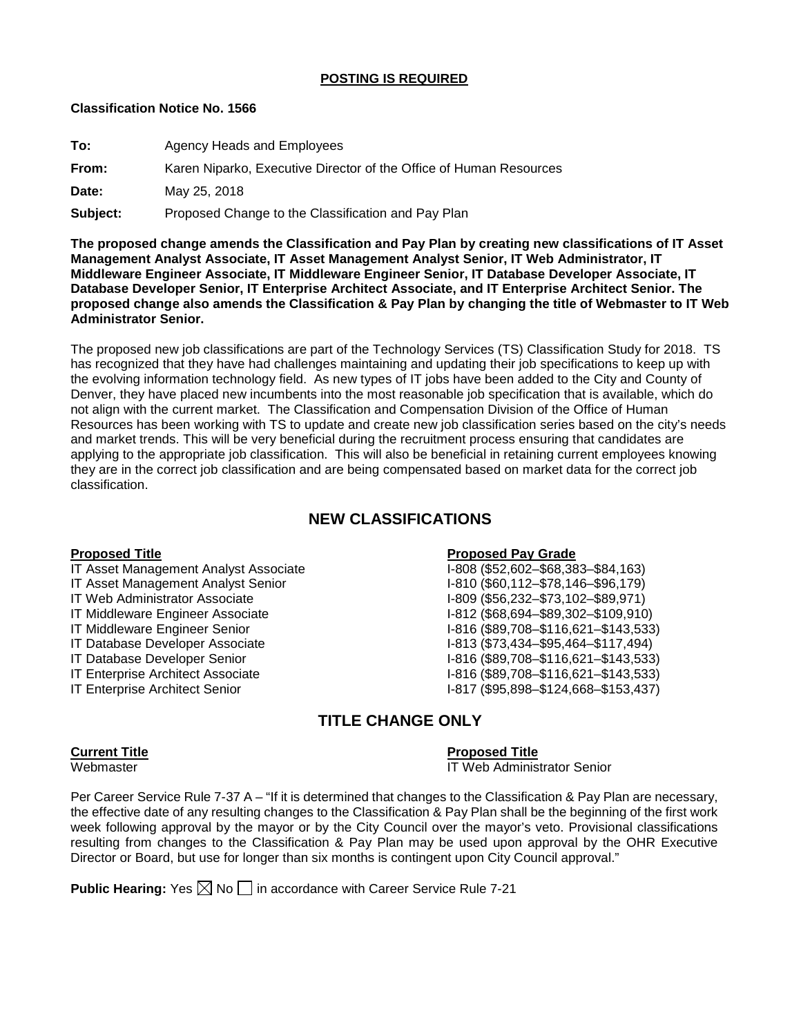**POSTING IS REQUIRED**

**Classification Notice No. 1566**

**To:** Agency Heads and Employees

**From:** Karen Niparko, Executive Director of the Office of Human Resources

**Date:** May 25, 2018

**Subject:** Proposed Change to the Classification and Pay Plan

**The proposed change amends the Classification and Pay Plan by creating new classifications of IT Asset Management Analyst Associate, IT Asset Management Analyst Senior, IT Web Administrator, IT Middleware Engineer Associate, IT Middleware Engineer Senior, IT Database Developer Associate, IT Database Developer Senior, IT Enterprise Architect Associate, and IT Enterprise Architect Senior. The proposed change also amends the Classification & Pay Plan by changing the title of Webmaster to IT Web Administrator Senior.**

The proposed new job classifications are part of the Technology Services (TS) Classification Study for 2018. TS has recognized that they have had challenges maintaining and updating their job specifications to keep up with the evolving information technology field. As new types of IT jobs have been added to the City and County of Denver, they have placed new incumbents into the most reasonable job specification that is available, which do not align with the current market. The Classification and Compensation Division of the Office of Human Resources has been working with TS to update and create new job classification series based on the city's needs and market trends. This will be very beneficial during the recruitment process ensuring that candidates are applying to the appropriate job classification. This will also be beneficial in retaining current employees knowing they are in the correct job classification and are being compensated based on market data for the correct job classification.

## NEW CLASSIFICATIONS

| Proposed Title | Proposed Pay Grade |
| --- | --- |
| IT Asset Management Analyst Associate | I-808 ($52,602–$68,383–$84,163) |
| IT Asset Management Analyst Senior | I-810 ($60,112–$78,146–$96,179) |
| IT Web Administrator Associate | I-809 ($56,232–$73,102–$89,971) |
| IT Middleware Engineer Associate | I-812 ($68,694–$89,302–$109,910) |
| IT Middleware Engineer Senior | I-816 ($89,708–$116,621–$143,533) |
| IT Database Developer Associate | I-813 ($73,434–$95,464–$117,494) |
| IT Database Developer Senior | I-816 ($89,708–$116,621–$143,533) |
| IT Enterprise Architect Associate | I-816 ($89,708–$116,621–$143,533) |
| IT Enterprise Architect Senior | I-817 ($95,898–$124,668–$153,437) |

## TITLE CHANGE ONLY

| Current Title | Proposed Title |
| --- | --- |
| Webmaster | IT Web Administrator Senior |

Per Career Service Rule 7-37 A – "If it is determined that changes to the Classification & Pay Plan are necessary, the effective date of any resulting changes to the Classification & Pay Plan shall be the beginning of the first work week following approval by the mayor or by the City Council over the mayor's veto. Provisional classifications resulting from changes to the Classification & Pay Plan may be used upon approval by the OHR Executive Director or Board, but use for longer than six months is contingent upon City Council approval."

**Public Hearing:** Yes ☒ No ☐ in accordance with Career Service Rule 7-21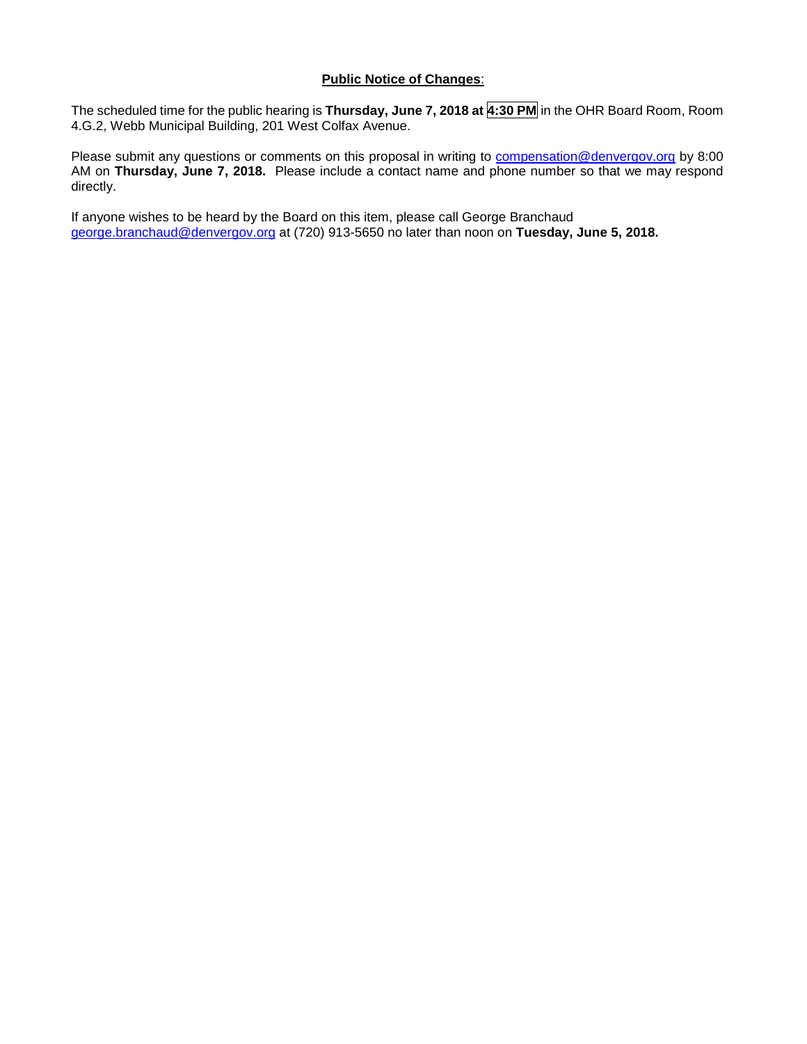**Public Notice of Changes**:

The scheduled time for the public hearing is **Thursday, June 7, 2018 at 4:30 PM** in the OHR Board Room, Room 4.G.2, Webb Municipal Building, 201 West Colfax Avenue.

Please submit any questions or comments on this proposal in writing to compensation@denvergov.org by 8:00 AM on **Thursday, June 7, 2018.** Please include a contact name and phone number so that we may respond directly.

If anyone wishes to be heard by the Board on this item, please call George Branchaud george.branchaud@denvergov.org at (720) 913-5650 no later than noon on **Tuesday, June 5, 2018.**